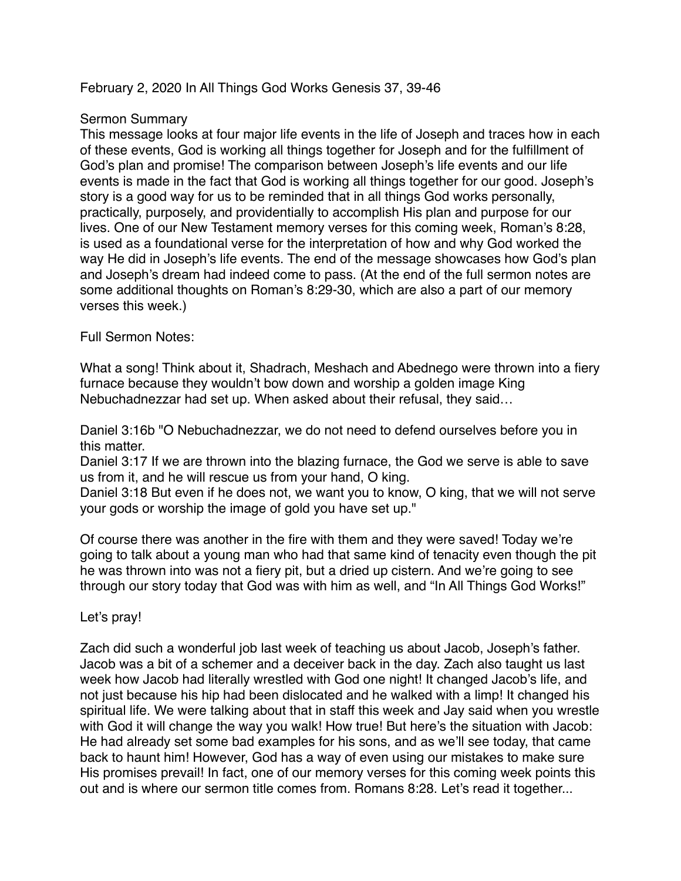February 2, 2020 In All Things God Works Genesis 37, 39-46

Sermon Summary

This message looks at four major life events in the life of Joseph and traces how in each of these events, God is working all things together for Joseph and for the fulfillment of God's plan and promise! The comparison between Joseph's life events and our life events is made in the fact that God is working all things together for our good. Joseph's story is a good way for us to be reminded that in all things God works personally, practically, purposely, and providentially to accomplish His plan and purpose for our lives. One of our New Testament memory verses for this coming week, Roman's 8:28, is used as a foundational verse for the interpretation of how and why God worked the way He did in Joseph's life events. The end of the message showcases how God's plan and Joseph's dream had indeed come to pass. (At the end of the full sermon notes are some additional thoughts on Roman's 8:29-30, which are also a part of our memory verses this week.)

Full Sermon Notes:

What a song! Think about it, Shadrach, Meshach and Abednego were thrown into a fiery furnace because they wouldn't bow down and worship a golden image King Nebuchadnezzar had set up. When asked about their refusal, they said…

Daniel 3:16b "O Nebuchadnezzar, we do not need to defend ourselves before you in this matter.
Daniel 3:17 If we are thrown into the blazing furnace, the God we serve is able to save us from it, and he will rescue us from your hand, O king.
Daniel 3:18 But even if he does not, we want you to know, O king, that we will not serve your gods or worship the image of gold you have set up."

Of course there was another in the fire with them and they were saved! Today we're going to talk about a young man who had that same kind of tenacity even though the pit he was thrown into was not a fiery pit, but a dried up cistern. And we're going to see through our story today that God was with him as well, and "In All Things God Works!"

Let's pray!

Zach did such a wonderful job last week of teaching us about Jacob, Joseph's father. Jacob was a bit of a schemer and a deceiver back in the day. Zach also taught us last week how Jacob had literally wrestled with God one night! It changed Jacob's life, and not just because his hip had been dislocated and he walked with a limp! It changed his spiritual life. We were talking about that in staff this week and Jay said when you wrestle with God it will change the way you walk! How true! But here's the situation with Jacob: He had already set some bad examples for his sons, and as we'll see today, that came back to haunt him! However, God has a way of even using our mistakes to make sure His promises prevail! In fact, one of our memory verses for this coming week points this out and is where our sermon title comes from. Romans 8:28. Let's read it together...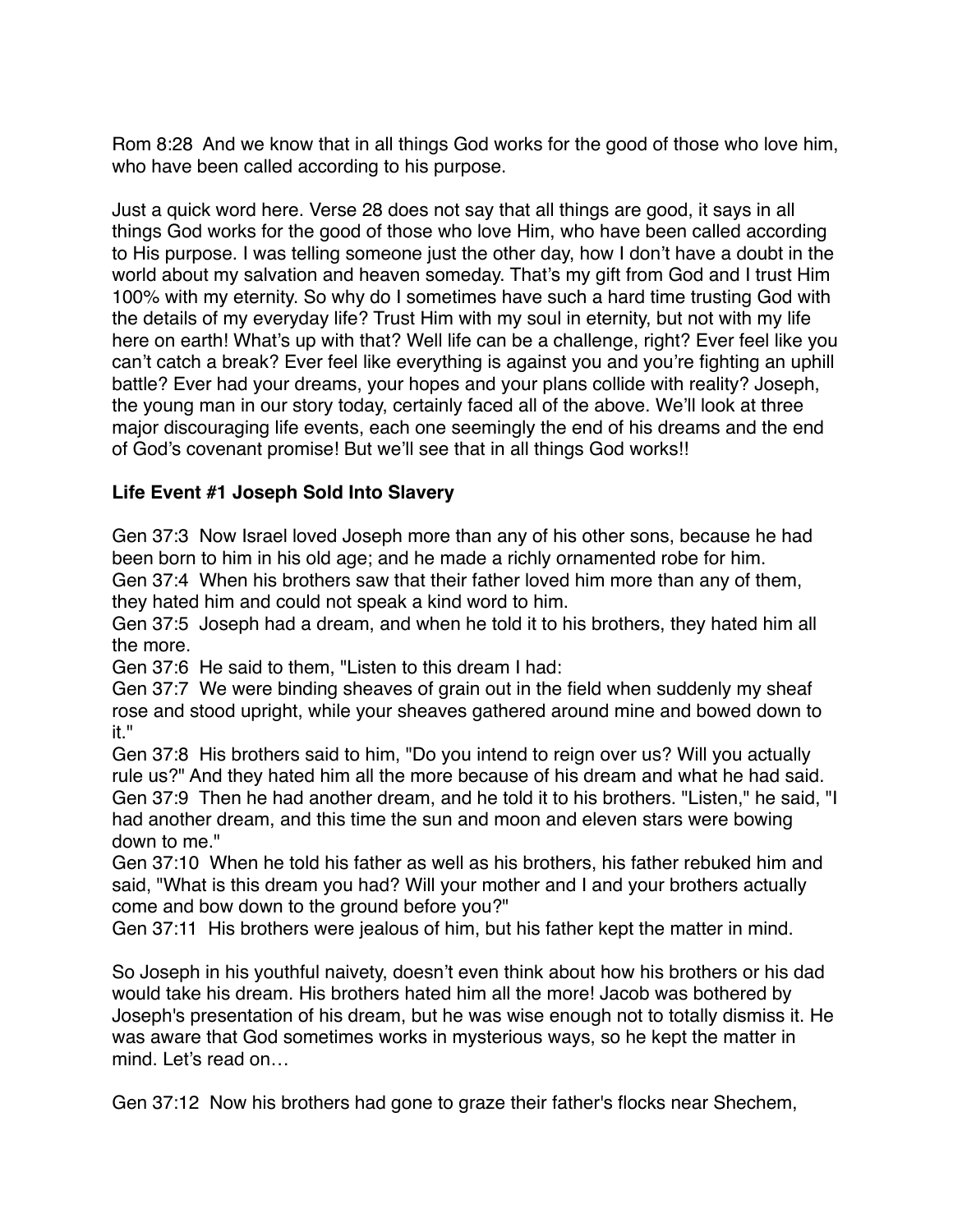Rom 8:28  And we know that in all things God works for the good of those who love him, who have been called according to his purpose.

Just a quick word here. Verse 28 does not say that all things are good, it says in all things God works for the good of those who love Him, who have been called according to His purpose. I was telling someone just the other day, how I don't have a doubt in the world about my salvation and heaven someday. That's my gift from God and I trust Him 100% with my eternity. So why do I sometimes have such a hard time trusting God with the details of my everyday life? Trust Him with my soul in eternity, but not with my life here on earth! What's up with that? Well life can be a challenge, right? Ever feel like you can't catch a break? Ever feel like everything is against you and you're fighting an uphill battle? Ever had your dreams, your hopes and your plans collide with reality? Joseph, the young man in our story today, certainly faced all of the above. We'll look at three major discouraging life events, each one seemingly the end of his dreams and the end of God's covenant promise! But we'll see that in all things God works!!

**Life Event #1 Joseph Sold Into Slavery**

Gen 37:3  Now Israel loved Joseph more than any of his other sons, because he had been born to him in his old age; and he made a richly ornamented robe for him.
Gen 37:4  When his brothers saw that their father loved him more than any of them, they hated him and could not speak a kind word to him.
Gen 37:5  Joseph had a dream, and when he told it to his brothers, they hated him all the more.
Gen 37:6  He said to them, "Listen to this dream I had:
Gen 37:7  We were binding sheaves of grain out in the field when suddenly my sheaf rose and stood upright, while your sheaves gathered around mine and bowed down to it."
Gen 37:8  His brothers said to him, "Do you intend to reign over us? Will you actually rule us?" And they hated him all the more because of his dream and what he had said.
Gen 37:9  Then he had another dream, and he told it to his brothers. "Listen," he said, "I had another dream, and this time the sun and moon and eleven stars were bowing down to me."
Gen 37:10  When he told his father as well as his brothers, his father rebuked him and said, "What is this dream you had? Will your mother and I and your brothers actually come and bow down to the ground before you?"
Gen 37:11  His brothers were jealous of him, but his father kept the matter in mind.

So Joseph in his youthful naivety, doesn't even think about how his brothers or his dad would take his dream. His brothers hated him all the more! Jacob was bothered by Joseph's presentation of his dream, but he was wise enough not to totally dismiss it. He was aware that God sometimes works in mysterious ways, so he kept the matter in mind. Let's read on…

Gen 37:12  Now his brothers had gone to graze their father's flocks near Shechem,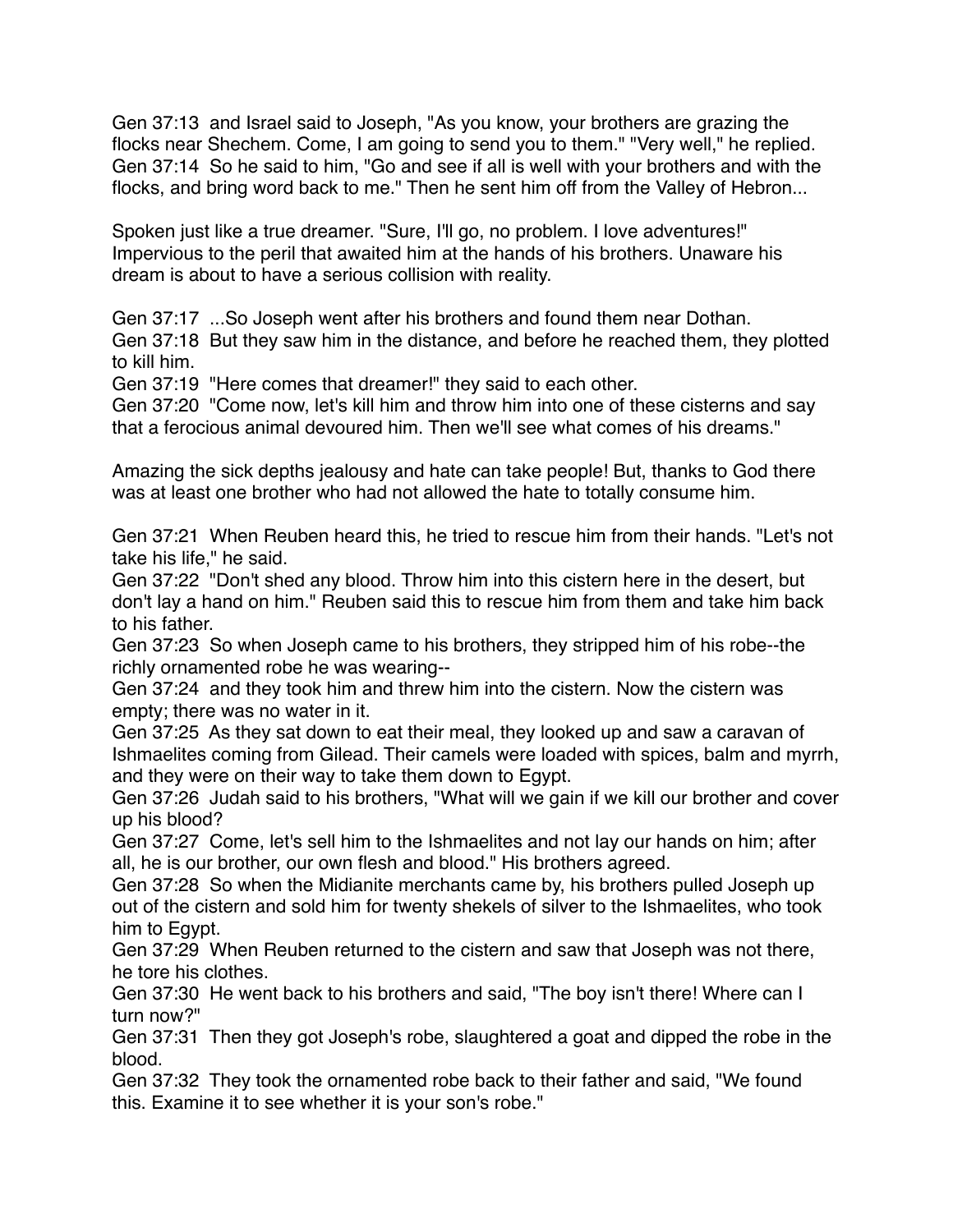Gen 37:13 and Israel said to Joseph, "As you know, your brothers are grazing the flocks near Shechem. Come, I am going to send you to them." "Very well," he replied.
Gen 37:14 So he said to him, "Go and see if all is well with your brothers and with the flocks, and bring word back to me." Then he sent him off from the Valley of Hebron...

Spoken just like a true dreamer. "Sure, I'll go, no problem. I love adventures!" Impervious to the peril that awaited him at the hands of his brothers. Unaware his dream is about to have a serious collision with reality.

Gen 37:17 ...So Joseph went after his brothers and found them near Dothan.
Gen 37:18 But they saw him in the distance, and before he reached them, they plotted to kill him.
Gen 37:19 "Here comes that dreamer!" they said to each other.
Gen 37:20 "Come now, let's kill him and throw him into one of these cisterns and say that a ferocious animal devoured him. Then we'll see what comes of his dreams."

Amazing the sick depths jealousy and hate can take people! But, thanks to God there was at least one brother who had not allowed the hate to totally consume him.

Gen 37:21 When Reuben heard this, he tried to rescue him from their hands. "Let's not take his life," he said.
Gen 37:22 "Don't shed any blood. Throw him into this cistern here in the desert, but don't lay a hand on him." Reuben said this to rescue him from them and take him back to his father.
Gen 37:23 So when Joseph came to his brothers, they stripped him of his robe--the richly ornamented robe he was wearing--
Gen 37:24 and they took him and threw him into the cistern. Now the cistern was empty; there was no water in it.
Gen 37:25 As they sat down to eat their meal, they looked up and saw a caravan of Ishmaelites coming from Gilead. Their camels were loaded with spices, balm and myrrh, and they were on their way to take them down to Egypt.
Gen 37:26 Judah said to his brothers, "What will we gain if we kill our brother and cover up his blood?
Gen 37:27 Come, let's sell him to the Ishmaelites and not lay our hands on him; after all, he is our brother, our own flesh and blood." His brothers agreed.
Gen 37:28 So when the Midianite merchants came by, his brothers pulled Joseph up out of the cistern and sold him for twenty shekels of silver to the Ishmaelites, who took him to Egypt.
Gen 37:29 When Reuben returned to the cistern and saw that Joseph was not there, he tore his clothes.
Gen 37:30 He went back to his brothers and said, "The boy isn't there! Where can I turn now?"
Gen 37:31 Then they got Joseph's robe, slaughtered a goat and dipped the robe in the blood.
Gen 37:32 They took the ornamented robe back to their father and said, "We found this. Examine it to see whether it is your son's robe."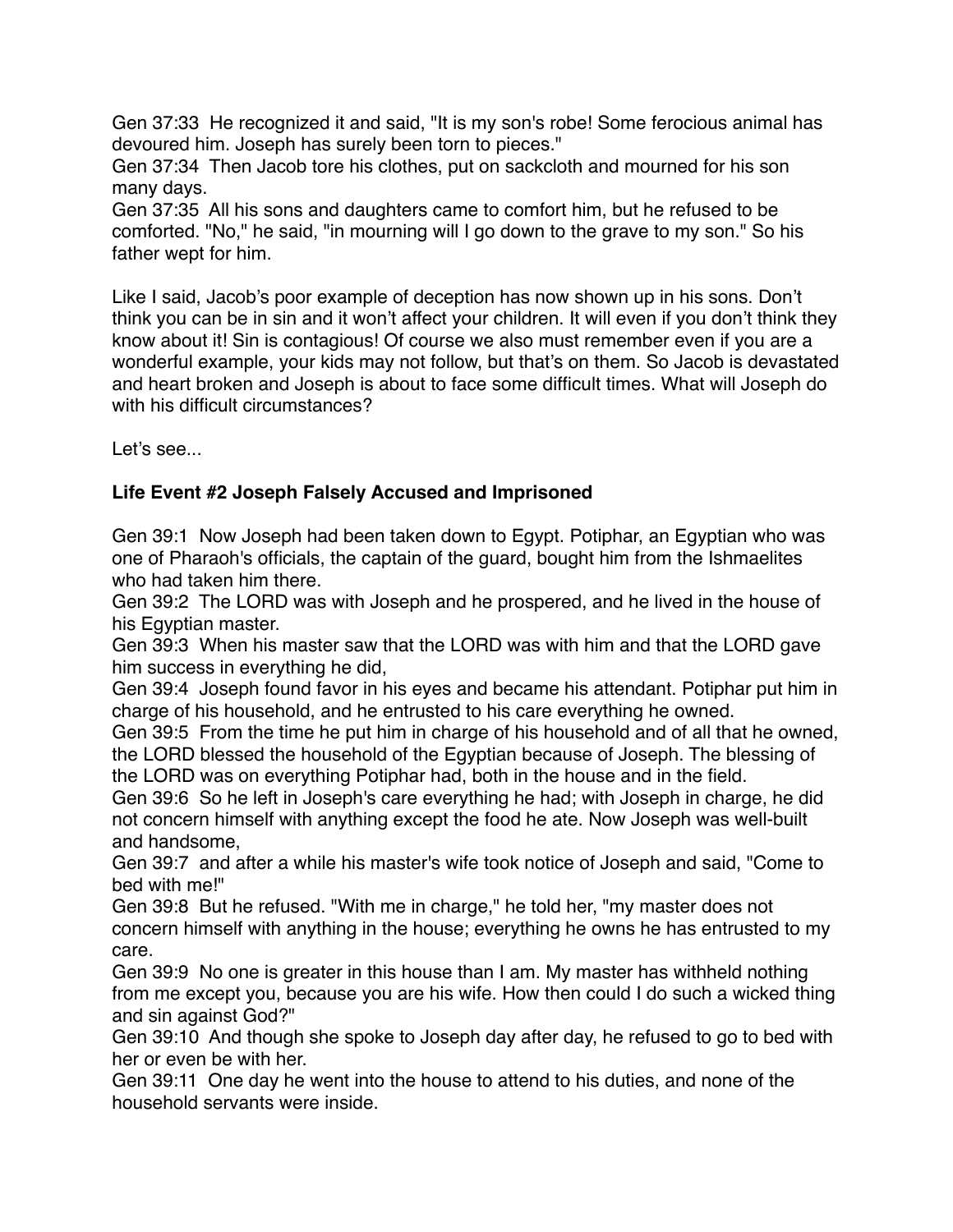Gen 37:33  He recognized it and said, "It is my son's robe! Some ferocious animal has devoured him. Joseph has surely been torn to pieces."
Gen 37:34  Then Jacob tore his clothes, put on sackcloth and mourned for his son many days.
Gen 37:35  All his sons and daughters came to comfort him, but he refused to be comforted. "No," he said, "in mourning will I go down to the grave to my son." So his father wept for him.

Like I said, Jacob's poor example of deception has now shown up in his sons. Don't think you can be in sin and it won't affect your children. It will even if you don't think they know about it! Sin is contagious! Of course we also must remember even if you are a wonderful example, your kids may not follow, but that's on them. So Jacob is devastated and heart broken and Joseph is about to face some difficult times. What will Joseph do with his difficult circumstances?

Let's see...

**Life Event #2 Joseph Falsely Accused and Imprisoned**

Gen 39:1  Now Joseph had been taken down to Egypt. Potiphar, an Egyptian who was one of Pharaoh's officials, the captain of the guard, bought him from the Ishmaelites who had taken him there.
Gen 39:2  The LORD was with Joseph and he prospered, and he lived in the house of his Egyptian master.
Gen 39:3  When his master saw that the LORD was with him and that the LORD gave him success in everything he did,
Gen 39:4  Joseph found favor in his eyes and became his attendant. Potiphar put him in charge of his household, and he entrusted to his care everything he owned.
Gen 39:5  From the time he put him in charge of his household and of all that he owned, the LORD blessed the household of the Egyptian because of Joseph. The blessing of the LORD was on everything Potiphar had, both in the house and in the field.
Gen 39:6  So he left in Joseph's care everything he had; with Joseph in charge, he did not concern himself with anything except the food he ate. Now Joseph was well-built and handsome,
Gen 39:7  and after a while his master's wife took notice of Joseph and said, "Come to bed with me!"
Gen 39:8  But he refused. "With me in charge," he told her, "my master does not concern himself with anything in the house; everything he owns he has entrusted to my care.
Gen 39:9  No one is greater in this house than I am. My master has withheld nothing from me except you, because you are his wife. How then could I do such a wicked thing and sin against God?"
Gen 39:10  And though she spoke to Joseph day after day, he refused to go to bed with her or even be with her.
Gen 39:11  One day he went into the house to attend to his duties, and none of the household servants were inside.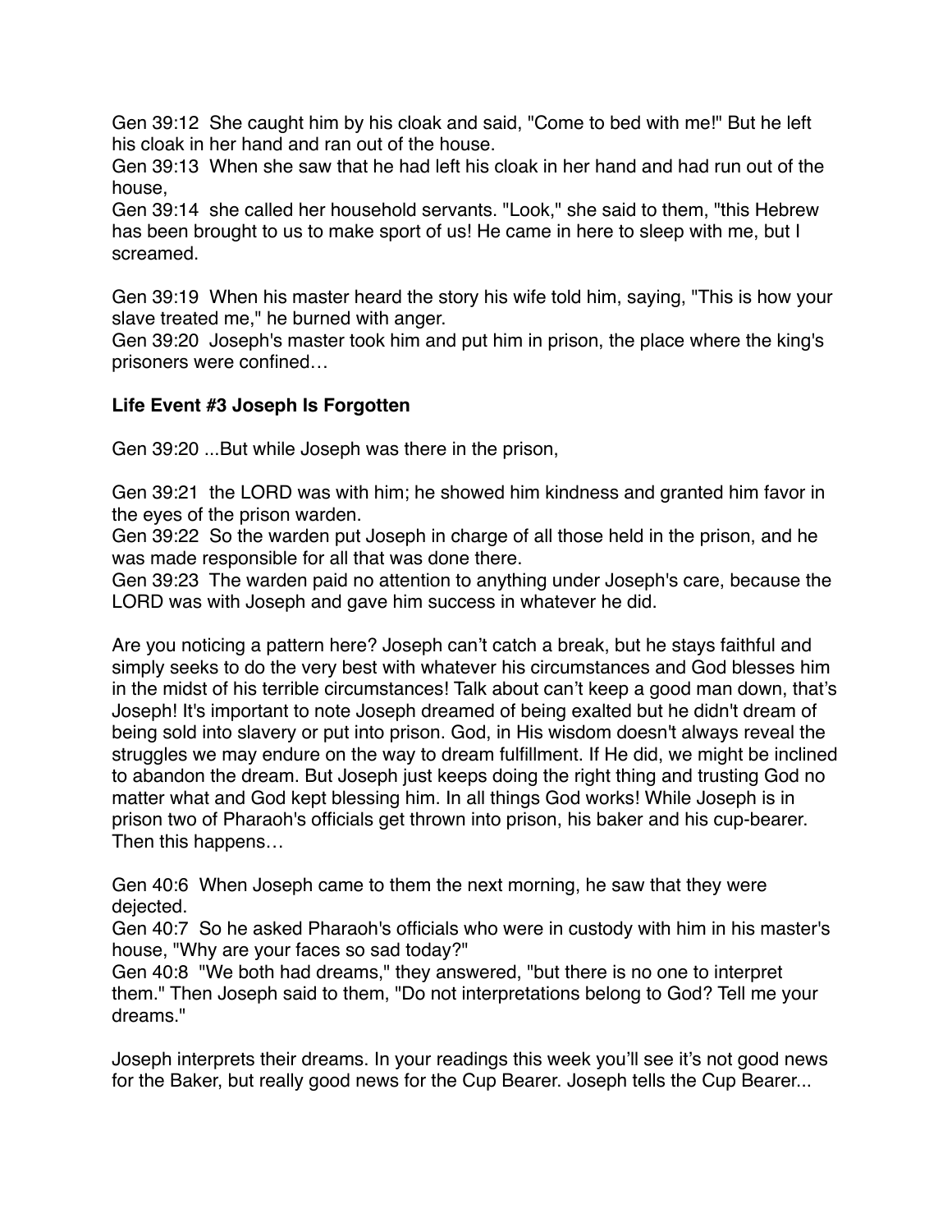Gen 39:12  She caught him by his cloak and said, "Come to bed with me!" But he left his cloak in her hand and ran out of the house.
Gen 39:13  When she saw that he had left his cloak in her hand and had run out of the house,
Gen 39:14  she called her household servants. "Look," she said to them, "this Hebrew has been brought to us to make sport of us! He came in here to sleep with me, but I screamed.

Gen 39:19  When his master heard the story his wife told him, saying, "This is how your slave treated me," he burned with anger.
Gen 39:20  Joseph's master took him and put him in prison, the place where the king's prisoners were confined…

**Life Event #3 Joseph Is Forgotten**

Gen 39:20 ...But while Joseph was there in the prison,

Gen 39:21  the LORD was with him; he showed him kindness and granted him favor in the eyes of the prison warden.
Gen 39:22  So the warden put Joseph in charge of all those held in the prison, and he was made responsible for all that was done there.
Gen 39:23  The warden paid no attention to anything under Joseph's care, because the LORD was with Joseph and gave him success in whatever he did.

Are you noticing a pattern here? Joseph can't catch a break, but he stays faithful and simply seeks to do the very best with whatever his circumstances and God blesses him in the midst of his terrible circumstances! Talk about can't keep a good man down, that's Joseph! It's important to note Joseph dreamed of being exalted but he didn't dream of being sold into slavery or put into prison. God, in His wisdom doesn't always reveal the struggles we may endure on the way to dream fulfillment. If He did, we might be inclined to abandon the dream. But Joseph just keeps doing the right thing and trusting God no matter what and God kept blessing him. In all things God works! While Joseph is in prison two of Pharaoh's officials get thrown into prison, his baker and his cup-bearer. Then this happens…

Gen 40:6  When Joseph came to them the next morning, he saw that they were dejected.
Gen 40:7  So he asked Pharaoh's officials who were in custody with him in his master's house, "Why are your faces so sad today?"
Gen 40:8  "We both had dreams," they answered, "but there is no one to interpret them." Then Joseph said to them, "Do not interpretations belong to God? Tell me your dreams."

Joseph interprets their dreams. In your readings this week you'll see it's not good news for the Baker, but really good news for the Cup Bearer. Joseph tells the Cup Bearer...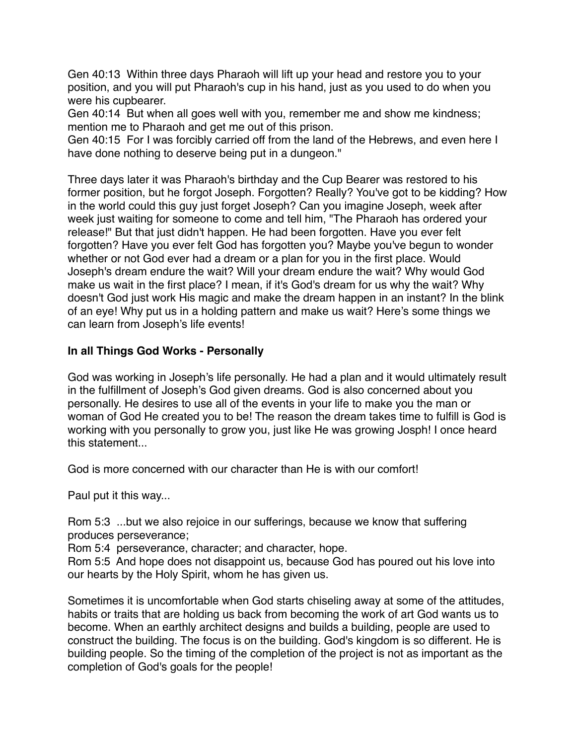Gen 40:13 Within three days Pharaoh will lift up your head and restore you to your position, and you will put Pharaoh's cup in his hand, just as you used to do when you were his cupbearer.
Gen 40:14 But when all goes well with you, remember me and show me kindness; mention me to Pharaoh and get me out of this prison.
Gen 40:15 For I was forcibly carried off from the land of the Hebrews, and even here I have done nothing to deserve being put in a dungeon."

Three days later it was Pharaoh's birthday and the Cup Bearer was restored to his former position, but he forgot Joseph. Forgotten? Really? You've got to be kidding? How in the world could this guy just forget Joseph? Can you imagine Joseph, week after week just waiting for someone to come and tell him, "The Pharaoh has ordered your release!" But that just didn't happen. He had been forgotten. Have you ever felt forgotten? Have you ever felt God has forgotten you? Maybe you've begun to wonder whether or not God ever had a dream or a plan for you in the first place. Would Joseph's dream endure the wait? Will your dream endure the wait? Why would God make us wait in the first place? I mean, if it's God's dream for us why the wait? Why doesn't God just work His magic and make the dream happen in an instant? In the blink of an eye! Why put us in a holding pattern and make us wait? Here's some things we can learn from Joseph's life events!

**In all Things God Works - Personally**

God was working in Joseph's life personally. He had a plan and it would ultimately result in the fulfillment of Joseph's God given dreams. God is also concerned about you personally. He desires to use all of the events in your life to make you the man or woman of God He created you to be! The reason the dream takes time to fulfill is God is working with you personally to grow you, just like He was growing Josph! I once heard this statement...

God is more concerned with our character than He is with our comfort!

Paul put it this way...

Rom 5:3 ...but we also rejoice in our sufferings, because we know that suffering produces perseverance;
Rom 5:4 perseverance, character; and character, hope.
Rom 5:5 And hope does not disappoint us, because God has poured out his love into our hearts by the Holy Spirit, whom he has given us.

Sometimes it is uncomfortable when God starts chiseling away at some of the attitudes, habits or traits that are holding us back from becoming the work of art God wants us to become. When an earthly architect designs and builds a building, people are used to construct the building. The focus is on the building. God's kingdom is so different. He is building people. So the timing of the completion of the project is not as important as the completion of God's goals for the people!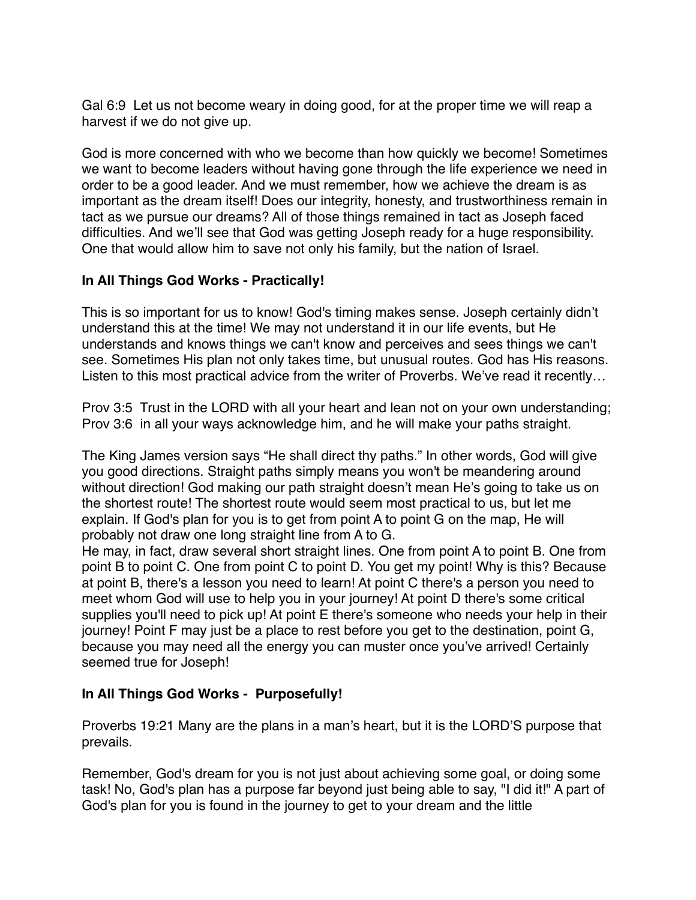Gal 6:9  Let us not become weary in doing good, for at the proper time we will reap a harvest if we do not give up.

God is more concerned with who we become than how quickly we become! Sometimes we want to become leaders without having gone through the life experience we need in order to be a good leader. And we must remember, how we achieve the dream is as important as the dream itself! Does our integrity, honesty, and trustworthiness remain in tact as we pursue our dreams? All of those things remained in tact as Joseph faced difficulties. And we'll see that God was getting Joseph ready for a huge responsibility. One that would allow him to save not only his family, but the nation of Israel.

**In All Things God Works - Practically!**

This is so important for us to know! God's timing makes sense. Joseph certainly didn't understand this at the time! We may not understand it in our life events, but He understands and knows things we can't know and perceives and sees things we can't see. Sometimes His plan not only takes time, but unusual routes. God has His reasons. Listen to this most practical advice from the writer of Proverbs. We've read it recently…

Prov 3:5  Trust in the LORD with all your heart and lean not on your own understanding;
Prov 3:6  in all your ways acknowledge him, and he will make your paths straight.

The King James version says "He shall direct thy paths." In other words, God will give you good directions. Straight paths simply means you won't be meandering around without direction! God making our path straight doesn't mean He's going to take us on the shortest route! The shortest route would seem most practical to us, but let me explain. If God's plan for you is to get from point A to point G on the map, He will probably not draw one long straight line from A to G.
He may, in fact, draw several short straight lines. One from point A to point B. One from point B to point C. One from point C to point D. You get my point! Why is this? Because at point B, there's a lesson you need to learn! At point C there's a person you need to meet whom God will use to help you in your journey! At point D there's some critical supplies you'll need to pick up! At point E there's someone who needs your help in their journey! Point F may just be a place to rest before you get to the destination, point G, because you may need all the energy you can muster once you've arrived! Certainly seemed true for Joseph!

**In All Things God Works -  Purposefully!**

Proverbs 19:21 Many are the plans in a man's heart, but it is the LORD'S purpose that prevails.

Remember, God's dream for you is not just about achieving some goal, or doing some task! No, God's plan has a purpose far beyond just being able to say, "I did it!" A part of God's plan for you is found in the journey to get to your dream and the little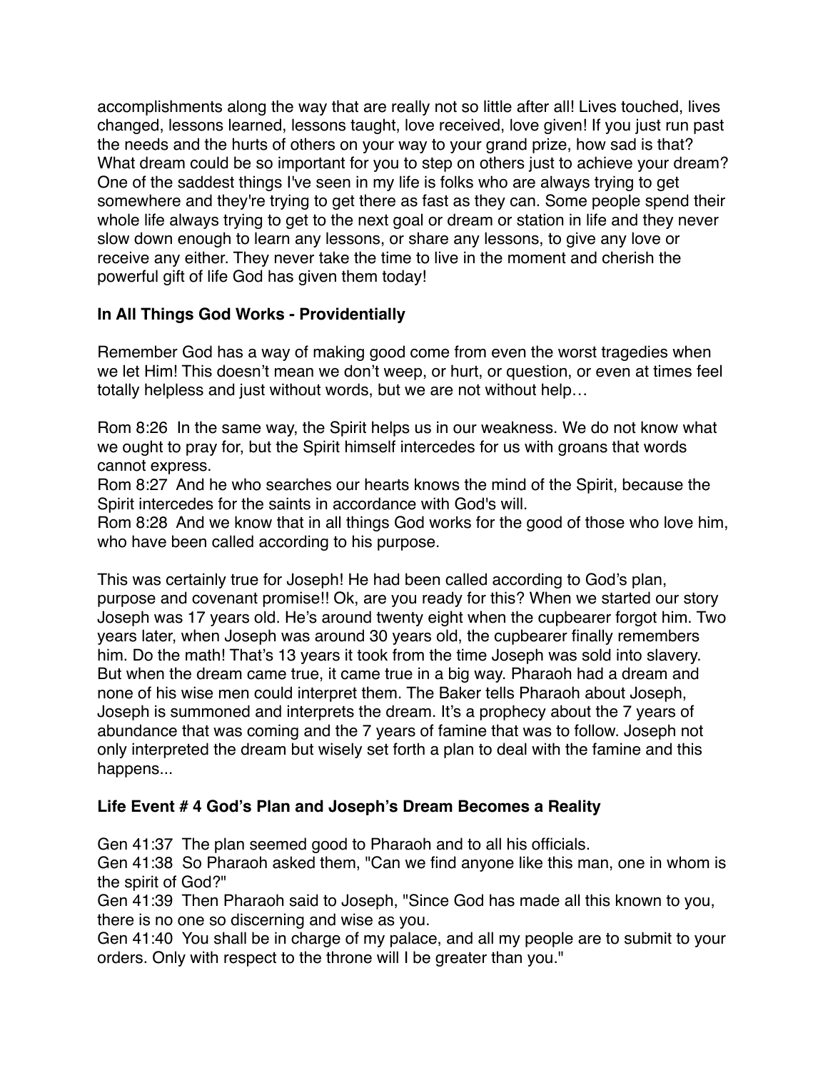accomplishments along the way that are really not so little after all! Lives touched, lives changed, lessons learned, lessons taught, love received, love given! If you just run past the needs and the hurts of others on your way to your grand prize, how sad is that? What dream could be so important for you to step on others just to achieve your dream? One of the saddest things I've seen in my life is folks who are always trying to get somewhere and they're trying to get there as fast as they can. Some people spend their whole life always trying to get to the next goal or dream or station in life and they never slow down enough to learn any lessons, or share any lessons, to give any love or receive any either. They never take the time to live in the moment and cherish the powerful gift of life God has given them today!

**In All Things God Works - Providentially**

Remember God has a way of making good come from even the worst tragedies when we let Him! This doesn't mean we don't weep, or hurt, or question, or even at times feel totally helpless and just without words, but we are not without help…

Rom 8:26 In the same way, the Spirit helps us in our weakness. We do not know what we ought to pray for, but the Spirit himself intercedes for us with groans that words cannot express.
Rom 8:27 And he who searches our hearts knows the mind of the Spirit, because the Spirit intercedes for the saints in accordance with God's will.
Rom 8:28 And we know that in all things God works for the good of those who love him, who have been called according to his purpose.

This was certainly true for Joseph! He had been called according to God's plan, purpose and covenant promise!! Ok, are you ready for this? When we started our story Joseph was 17 years old. He's around twenty eight when the cupbearer forgot him. Two years later, when Joseph was around 30 years old, the cupbearer finally remembers him. Do the math! That's 13 years it took from the time Joseph was sold into slavery. But when the dream came true, it came true in a big way. Pharaoh had a dream and none of his wise men could interpret them. The Baker tells Pharaoh about Joseph, Joseph is summoned and interprets the dream. It's a prophecy about the 7 years of abundance that was coming and the 7 years of famine that was to follow. Joseph not only interpreted the dream but wisely set forth a plan to deal with the famine and this happens...

**Life Event # 4 God's Plan and Joseph's Dream Becomes a Reality**

Gen 41:37 The plan seemed good to Pharaoh and to all his officials.
Gen 41:38 So Pharaoh asked them, "Can we find anyone like this man, one in whom is the spirit of God?"
Gen 41:39 Then Pharaoh said to Joseph, "Since God has made all this known to you, there is no one so discerning and wise as you.
Gen 41:40 You shall be in charge of my palace, and all my people are to submit to your orders. Only with respect to the throne will I be greater than you."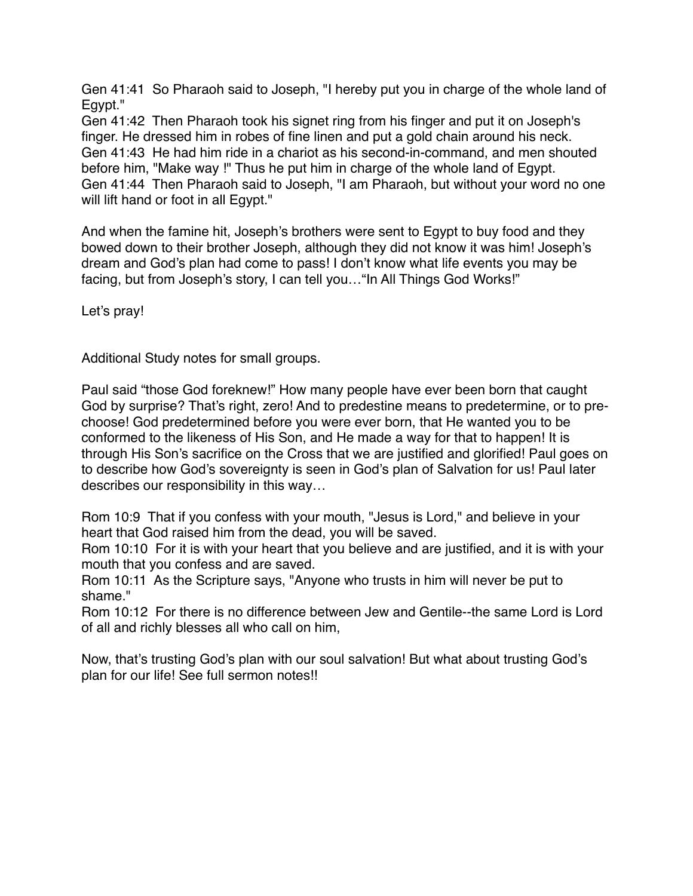Gen 41:41  So Pharaoh said to Joseph, "I hereby put you in charge of the whole land of Egypt."
Gen 41:42  Then Pharaoh took his signet ring from his finger and put it on Joseph's finger. He dressed him in robes of fine linen and put a gold chain around his neck.
Gen 41:43  He had him ride in a chariot as his second-in-command, and men shouted before him, "Make way !" Thus he put him in charge of the whole land of Egypt.
Gen 41:44  Then Pharaoh said to Joseph, "I am Pharaoh, but without your word no one will lift hand or foot in all Egypt."

And when the famine hit, Joseph's brothers were sent to Egypt to buy food and they bowed down to their brother Joseph, although they did not know it was him! Joseph's dream and God's plan had come to pass! I don't know what life events you may be facing, but from Joseph's story, I can tell you…"In All Things God Works!"

Let's pray!

Additional Study notes for small groups.

Paul said "those God foreknew!" How many people have ever been born that caught God by surprise? That's right, zero! And to predestine means to predetermine, or to pre-choose! God predetermined before you were ever born, that He wanted you to be conformed to the likeness of His Son, and He made a way for that to happen! It is through His Son's sacrifice on the Cross that we are justified and glorified! Paul goes on to describe how God's sovereignty is seen in God's plan of Salvation for us! Paul later describes our responsibility in this way…

Rom 10:9  That if you confess with your mouth, "Jesus is Lord," and believe in your heart that God raised him from the dead, you will be saved.
Rom 10:10  For it is with your heart that you believe and are justified, and it is with your mouth that you confess and are saved.
Rom 10:11  As the Scripture says, "Anyone who trusts in him will never be put to shame."
Rom 10:12  For there is no difference between Jew and Gentile--the same Lord is Lord of all and richly blesses all who call on him,

Now, that's trusting God's plan with our soul salvation! But what about trusting God's plan for our life! See full sermon notes!!